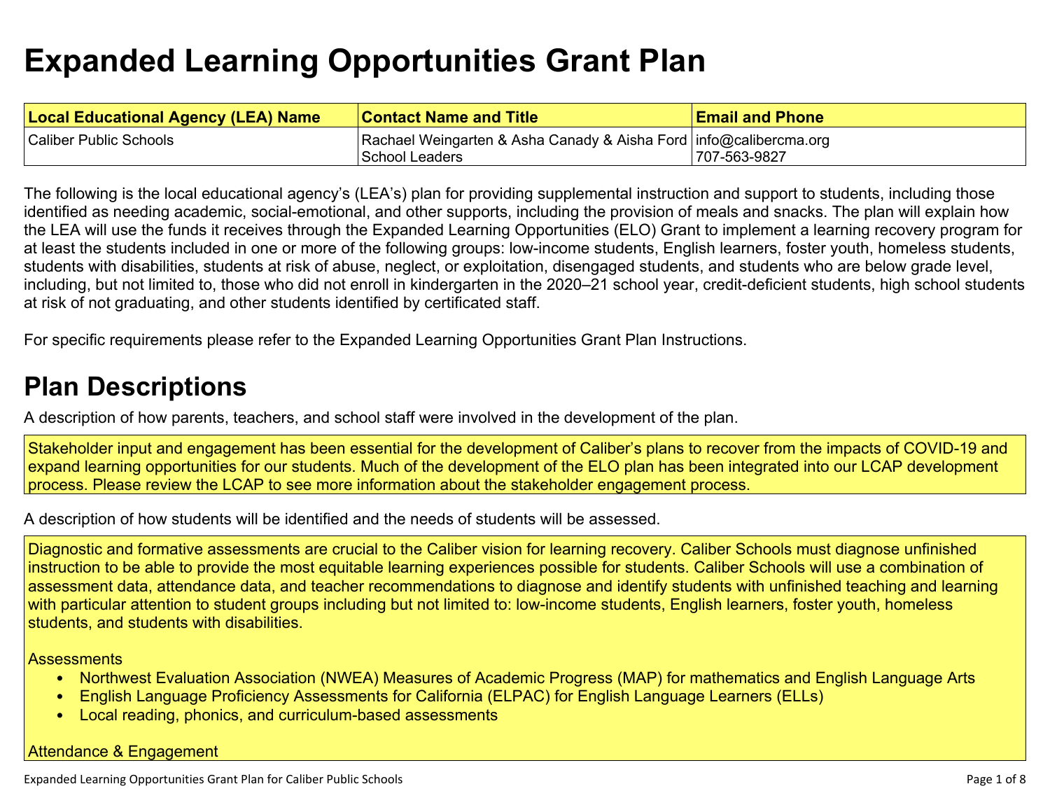# Expanded Learning Opportunities Grant Plan

| Local Educational Agency (LEA) Name | Contact Name and Title | Email and Phone |
|---|---|---|
| Caliber Public Schools | Rachael Weingarten & Asha Canady & Aisha Ford School Leaders | info@calibercma.org 707-563-9827 |

The following is the local educational agency's (LEA's) plan for providing supplemental instruction and support to students, including those identified as needing academic, social-emotional, and other supports, including the provision of meals and snacks. The plan will explain how the LEA will use the funds it receives through the Expanded Learning Opportunities (ELO) Grant to implement a learning recovery program for at least the students included in one or more of the following groups: low-income students, English learners, foster youth, homeless students, students with disabilities, students at risk of abuse, neglect, or exploitation, disengaged students, and students who are below grade level, including, but not limited to, those who did not enroll in kindergarten in the 2020–21 school year, credit-deficient students, high school students at risk of not graduating, and other students identified by certificated staff.

For specific requirements please refer to the Expanded Learning Opportunities Grant Plan Instructions.

## Plan Descriptions

A description of how parents, teachers, and school staff were involved in the development of the plan.

Stakeholder input and engagement has been essential for the development of Caliber's plans to recover from the impacts of COVID-19 and expand learning opportunities for our students. Much of the development of the ELO plan has been integrated into our LCAP development process. Please review the LCAP to see more information about the stakeholder engagement process.

A description of how students will be identified and the needs of students will be assessed.

Diagnostic and formative assessments are crucial to the Caliber vision for learning recovery. Caliber Schools must diagnose unfinished instruction to be able to provide the most equitable learning experiences possible for students. Caliber Schools will use a combination of assessment data, attendance data, and teacher recommendations to diagnose and identify students with unfinished teaching and learning with particular attention to student groups including but not limited to: low-income students, English learners, foster youth, homeless students, and students with disabilities.

Assessments

- Northwest Evaluation Association (NWEA) Measures of Academic Progress (MAP) for mathematics and English Language Arts
- English Language Proficiency Assessments for California (ELPAC) for English Language Learners (ELLs)
- Local reading, phonics, and curriculum-based assessments

Attendance & Engagement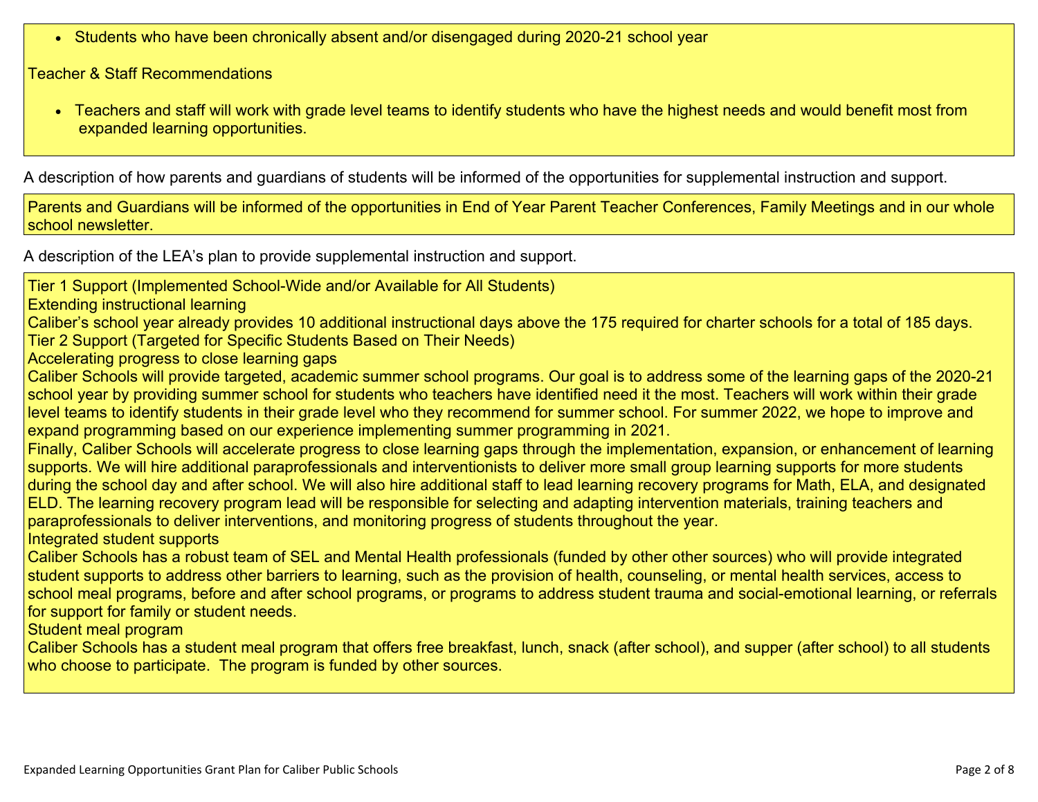- Students who have been chronically absent and/or disengaged during 2020-21 school year

Teacher & Staff Recommendations

- Teachers and staff will work with grade level teams to identify students who have the highest needs and would benefit most from expanded learning opportunities.

A description of how parents and guardians of students will be informed of the opportunities for supplemental instruction and support.

Parents and Guardians will be informed of the opportunities in End of Year Parent Teacher Conferences, Family Meetings and in our whole school newsletter.

A description of the LEA's plan to provide supplemental instruction and support.

Tier 1 Support (Implemented School-Wide and/or Available for All Students)

Extending instructional learning

Caliber's school year already provides 10 additional instructional days above the 175 required for charter schools for a total of 185 days.

Tier 2 Support (Targeted for Specific Students Based on Their Needs)

Accelerating progress to close learning gaps

Caliber Schools will provide targeted, academic summer school programs. Our goal is to address some of the learning gaps of the 2020-21 school year by providing summer school for students who teachers have identified need it the most. Teachers will work within their grade level teams to identify students in their grade level who they recommend for summer school. For summer 2022, we hope to improve and expand programming based on our experience implementing summer programming in 2021.

Finally, Caliber Schools will accelerate progress to close learning gaps through the implementation, expansion, or enhancement of learning supports. We will hire additional paraprofessionals and interventionists to deliver more small group learning supports for more students during the school day and after school. We will also hire additional staff to lead learning recovery programs for Math, ELA, and designated ELD. The learning recovery program lead will be responsible for selecting and adapting intervention materials, training teachers and paraprofessionals to deliver interventions, and monitoring progress of students throughout the year.

Integrated student supports

Caliber Schools has a robust team of SEL and Mental Health professionals (funded by other other sources) who will provide integrated student supports to address other barriers to learning, such as the provision of health, counseling, or mental health services, access to school meal programs, before and after school programs, or programs to address student trauma and social-emotional learning, or referrals for support for family or student needs.

Student meal program

Caliber Schools has a student meal program that offers free breakfast, lunch, snack (after school), and supper (after school) to all students who choose to participate. The program is funded by other sources.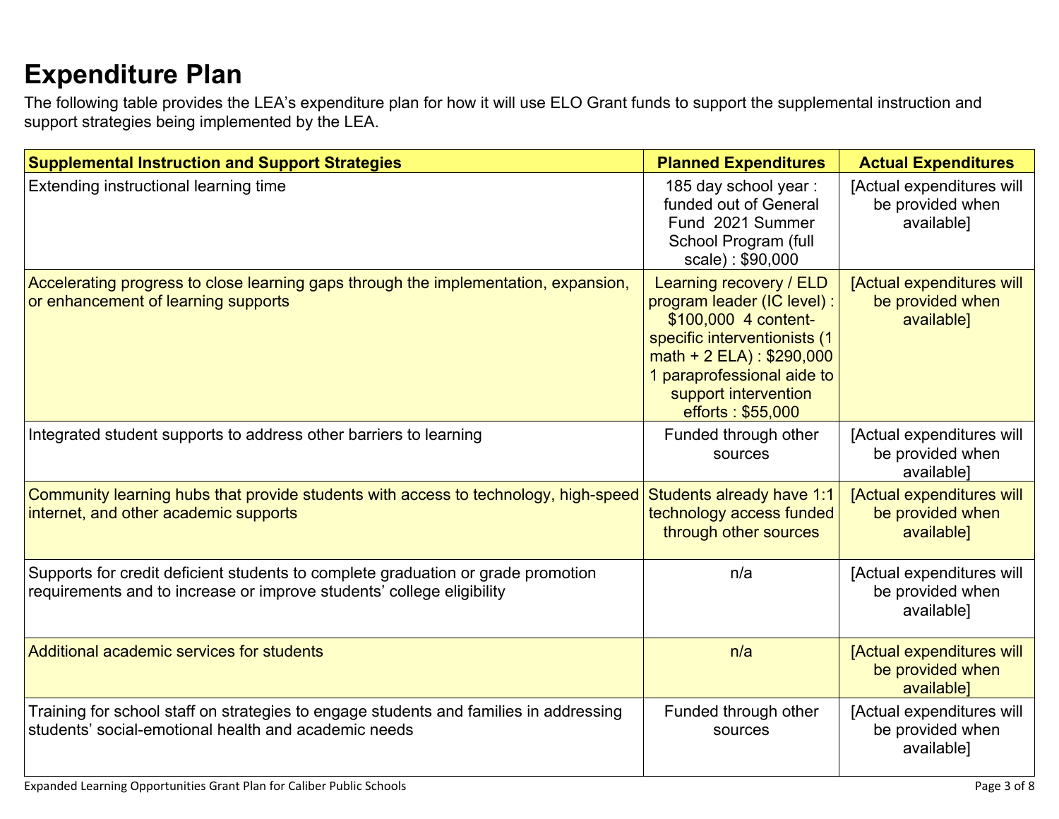# Expenditure Plan

The following table provides the LEA's expenditure plan for how it will use ELO Grant funds to support the supplemental instruction and support strategies being implemented by the LEA.

| Supplemental Instruction and Support Strategies | Planned Expenditures | Actual Expenditures |
|---|---|---|
| Extending instructional learning time | 185 day school year : funded out of General Fund 2021 Summer School Program (full scale) : $90,000 | [Actual expenditures will be provided when available] |
| Accelerating progress to close learning gaps through the implementation, expansion, or enhancement of learning supports | Learning recovery / ELD program leader (IC level) : $100,000 4 content-specific interventionists (1 math + 2 ELA) : $290,000 1 paraprofessional aide to support intervention efforts : $55,000 | [Actual expenditures will be provided when available] |
| Integrated student supports to address other barriers to learning | Funded through other sources | [Actual expenditures will be provided when available] |
| Community learning hubs that provide students with access to technology, high-speed internet, and other academic supports | Students already have 1:1 technology access funded through other sources | [Actual expenditures will be provided when available] |
| Supports for credit deficient students to complete graduation or grade promotion requirements and to increase or improve students' college eligibility | n/a | [Actual expenditures will be provided when available] |
| Additional academic services for students | n/a | [Actual expenditures will be provided when available] |
| Training for school staff on strategies to engage students and families in addressing students' social-emotional health and academic needs | Funded through other sources | [Actual expenditures will be provided when available] |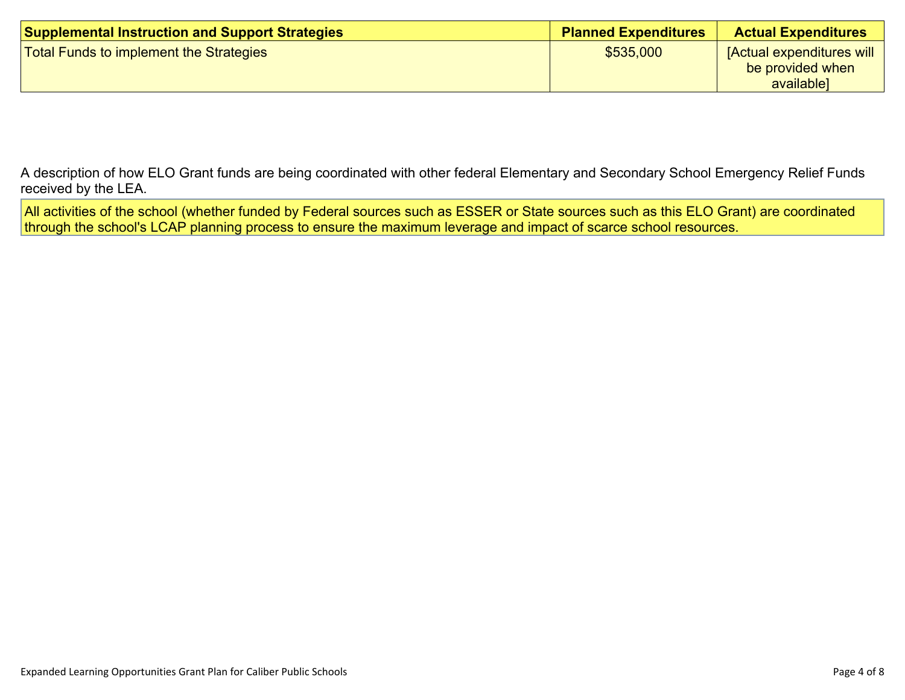| Supplemental Instruction and Support Strategies | Planned Expenditures | Actual Expenditures |
|---|---|---|
| Total Funds to implement the Strategies | $535,000 | [Actual expenditures will be provided when available] |

A description of how ELO Grant funds are being coordinated with other federal Elementary and Secondary School Emergency Relief Funds received by the LEA.

All activities of the school (whether funded by Federal sources such as ESSER or State sources such as this ELO Grant) are coordinated through the school's LCAP planning process to ensure the maximum leverage and impact of scarce school resources.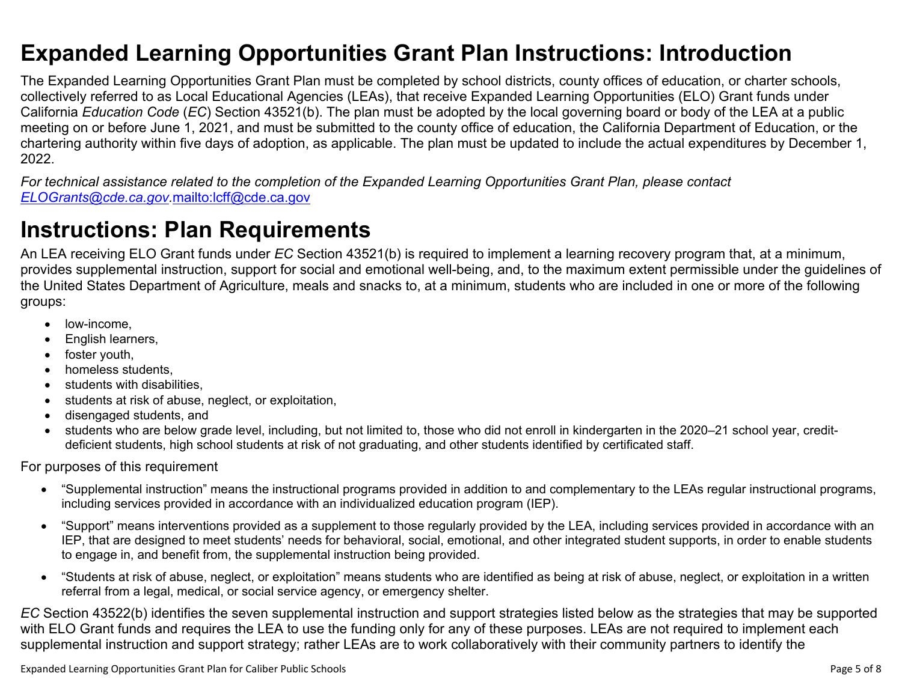# Expanded Learning Opportunities Grant Plan Instructions: Introduction

The Expanded Learning Opportunities Grant Plan must be completed by school districts, county offices of education, or charter schools, collectively referred to as Local Educational Agencies (LEAs), that receive Expanded Learning Opportunities (ELO) Grant funds under California *Education Code* (*EC*) Section 43521(b). The plan must be adopted by the local governing board or body of the LEA at a public meeting on or before June 1, 2021, and must be submitted to the county office of education, the California Department of Education, or the chartering authority within five days of adoption, as applicable. The plan must be updated to include the actual expenditures by December 1, 2022.

*For technical assistance related to the completion of the Expanded Learning Opportunities Grant Plan, please contact [ELOGrants@cde.ca.gov](mailto:ELOGrants@cde.ca.gov).*[mailto:lcff@cde.ca.gov](mailto:lcff@cde.ca.gov)

# Instructions: Plan Requirements

An LEA receiving ELO Grant funds under *EC* Section 43521(b) is required to implement a learning recovery program that, at a minimum, provides supplemental instruction, support for social and emotional well-being, and, to the maximum extent permissible under the guidelines of the United States Department of Agriculture, meals and snacks to, at a minimum, students who are included in one or more of the following groups:

- low-income,
- English learners,
- foster youth,
- homeless students,
- students with disabilities,
- students at risk of abuse, neglect, or exploitation,
- disengaged students, and
- students who are below grade level, including, but not limited to, those who did not enroll in kindergarten in the 2020–21 school year, credit-deficient students, high school students at risk of not graduating, and other students identified by certificated staff.

For purposes of this requirement

- "Supplemental instruction" means the instructional programs provided in addition to and complementary to the LEAs regular instructional programs, including services provided in accordance with an individualized education program (IEP).
- "Support" means interventions provided as a supplement to those regularly provided by the LEA, including services provided in accordance with an IEP, that are designed to meet students' needs for behavioral, social, emotional, and other integrated student supports, in order to enable students to engage in, and benefit from, the supplemental instruction being provided.
- "Students at risk of abuse, neglect, or exploitation" means students who are identified as being at risk of abuse, neglect, or exploitation in a written referral from a legal, medical, or social service agency, or emergency shelter.

*EC* Section 43522(b) identifies the seven supplemental instruction and support strategies listed below as the strategies that may be supported with ELO Grant funds and requires the LEA to use the funding only for any of these purposes. LEAs are not required to implement each supplemental instruction and support strategy; rather LEAs are to work collaboratively with their community partners to identify the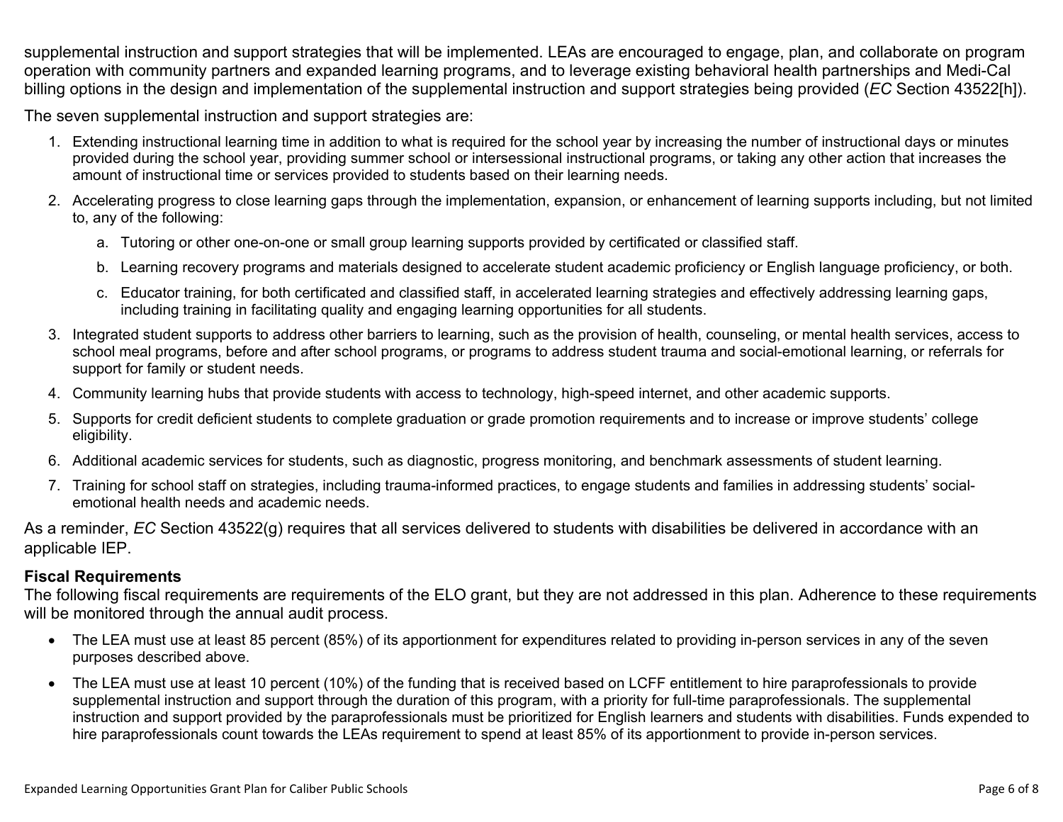supplemental instruction and support strategies that will be implemented. LEAs are encouraged to engage, plan, and collaborate on program operation with community partners and expanded learning programs, and to leverage existing behavioral health partnerships and Medi-Cal billing options in the design and implementation of the supplemental instruction and support strategies being provided (*EC* Section 43522[h]).

The seven supplemental instruction and support strategies are:

1. Extending instructional learning time in addition to what is required for the school year by increasing the number of instructional days or minutes provided during the school year, providing summer school or intersessional instructional programs, or taking any other action that increases the amount of instructional time or services provided to students based on their learning needs.
2. Accelerating progress to close learning gaps through the implementation, expansion, or enhancement of learning supports including, but not limited to, any of the following:
   a. Tutoring or other one-on-one or small group learning supports provided by certificated or classified staff.
   b. Learning recovery programs and materials designed to accelerate student academic proficiency or English language proficiency, or both.
   c. Educator training, for both certificated and classified staff, in accelerated learning strategies and effectively addressing learning gaps, including training in facilitating quality and engaging learning opportunities for all students.
3. Integrated student supports to address other barriers to learning, such as the provision of health, counseling, or mental health services, access to school meal programs, before and after school programs, or programs to address student trauma and social-emotional learning, or referrals for support for family or student needs.
4. Community learning hubs that provide students with access to technology, high-speed internet, and other academic supports.
5. Supports for credit deficient students to complete graduation or grade promotion requirements and to increase or improve students' college eligibility.
6. Additional academic services for students, such as diagnostic, progress monitoring, and benchmark assessments of student learning.
7. Training for school staff on strategies, including trauma-informed practices, to engage students and families in addressing students' social-emotional health needs and academic needs.

As a reminder, *EC* Section 43522(g) requires that all services delivered to students with disabilities be delivered in accordance with an applicable IEP.

**Fiscal Requirements**

The following fiscal requirements are requirements of the ELO grant, but they are not addressed in this plan. Adherence to these requirements will be monitored through the annual audit process.

- The LEA must use at least 85 percent (85%) of its apportionment for expenditures related to providing in-person services in any of the seven purposes described above.
- The LEA must use at least 10 percent (10%) of the funding that is received based on LCFF entitlement to hire paraprofessionals to provide supplemental instruction and support through the duration of this program, with a priority for full-time paraprofessionals. The supplemental instruction and support provided by the paraprofessionals must be prioritized for English learners and students with disabilities. Funds expended to hire paraprofessionals count towards the LEAs requirement to spend at least 85% of its apportionment to provide in-person services.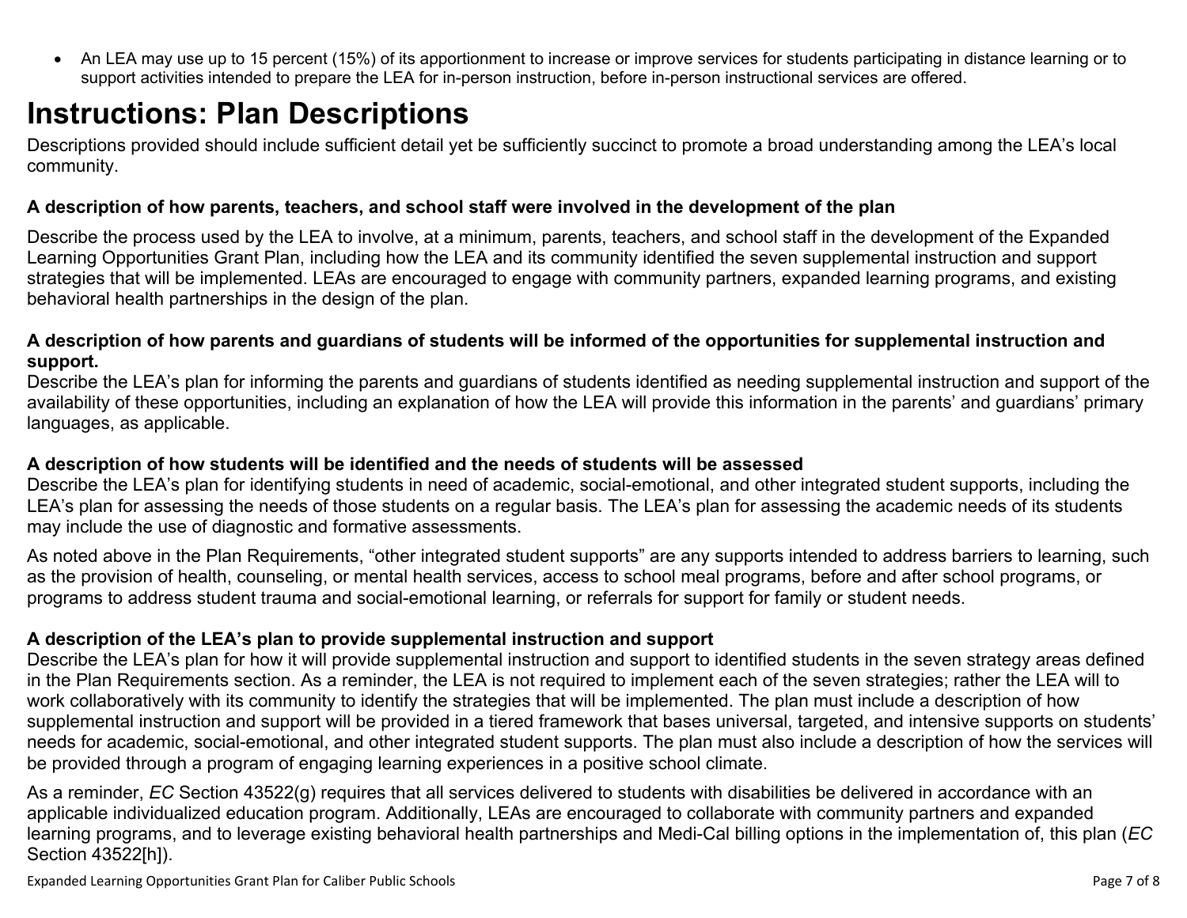- An LEA may use up to 15 percent (15%) of its apportionment to increase or improve services for students participating in distance learning or to support activities intended to prepare the LEA for in-person instruction, before in-person instructional services are offered.

# Instructions: Plan Descriptions

Descriptions provided should include sufficient detail yet be sufficiently succinct to promote a broad understanding among the LEA's local community.

**A description of how parents, teachers, and school staff were involved in the development of the plan**

Describe the process used by the LEA to involve, at a minimum, parents, teachers, and school staff in the development of the Expanded Learning Opportunities Grant Plan, including how the LEA and its community identified the seven supplemental instruction and support strategies that will be implemented. LEAs are encouraged to engage with community partners, expanded learning programs, and existing behavioral health partnerships in the design of the plan.

**A description of how parents and guardians of students will be informed of the opportunities for supplemental instruction and support.**

Describe the LEA's plan for informing the parents and guardians of students identified as needing supplemental instruction and support of the availability of these opportunities, including an explanation of how the LEA will provide this information in the parents' and guardians' primary languages, as applicable.

**A description of how students will be identified and the needs of students will be assessed**

Describe the LEA's plan for identifying students in need of academic, social-emotional, and other integrated student supports, including the LEA's plan for assessing the needs of those students on a regular basis. The LEA's plan for assessing the academic needs of its students may include the use of diagnostic and formative assessments.

As noted above in the Plan Requirements, "other integrated student supports" are any supports intended to address barriers to learning, such as the provision of health, counseling, or mental health services, access to school meal programs, before and after school programs, or programs to address student trauma and social-emotional learning, or referrals for support for family or student needs.

**A description of the LEA's plan to provide supplemental instruction and support**

Describe the LEA's plan for how it will provide supplemental instruction and support to identified students in the seven strategy areas defined in the Plan Requirements section. As a reminder, the LEA is not required to implement each of the seven strategies; rather the LEA will to work collaboratively with its community to identify the strategies that will be implemented. The plan must include a description of how supplemental instruction and support will be provided in a tiered framework that bases universal, targeted, and intensive supports on students' needs for academic, social-emotional, and other integrated student supports. The plan must also include a description of how the services will be provided through a program of engaging learning experiences in a positive school climate.

As a reminder, *EC* Section 43522(g) requires that all services delivered to students with disabilities be delivered in accordance with an applicable individualized education program. Additionally, LEAs are encouraged to collaborate with community partners and expanded learning programs, and to leverage existing behavioral health partnerships and Medi-Cal billing options in the implementation of, this plan (*EC* Section 43522[h]).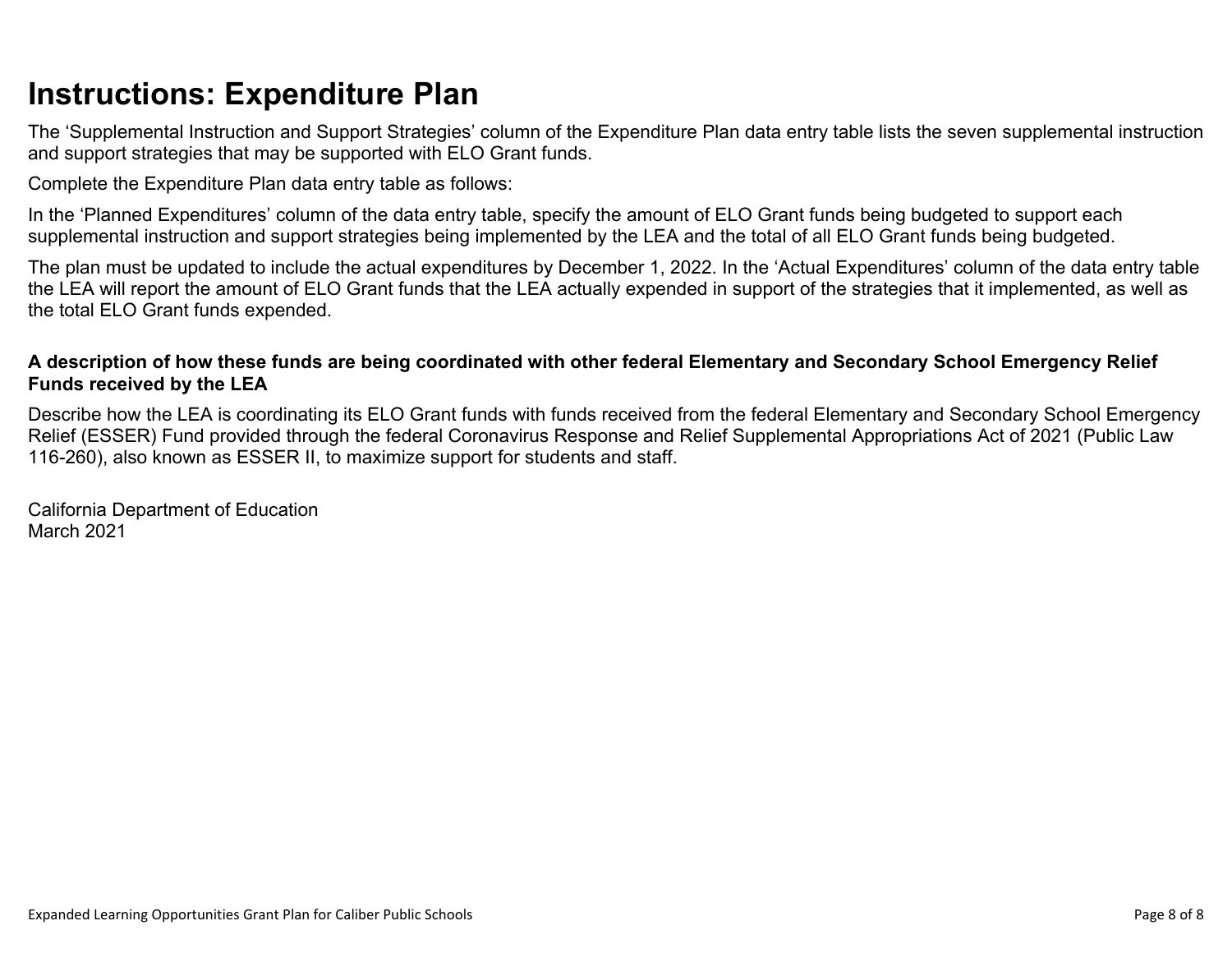# Instructions: Expenditure Plan

The 'Supplemental Instruction and Support Strategies' column of the Expenditure Plan data entry table lists the seven supplemental instruction and support strategies that may be supported with ELO Grant funds.

Complete the Expenditure Plan data entry table as follows:

In the 'Planned Expenditures' column of the data entry table, specify the amount of ELO Grant funds being budgeted to support each supplemental instruction and support strategies being implemented by the LEA and the total of all ELO Grant funds being budgeted.

The plan must be updated to include the actual expenditures by December 1, 2022. In the 'Actual Expenditures' column of the data entry table the LEA will report the amount of ELO Grant funds that the LEA actually expended in support of the strategies that it implemented, as well as the total ELO Grant funds expended.

**A description of how these funds are being coordinated with other federal Elementary and Secondary School Emergency Relief Funds received by the LEA**

Describe how the LEA is coordinating its ELO Grant funds with funds received from the federal Elementary and Secondary School Emergency Relief (ESSER) Fund provided through the federal Coronavirus Response and Relief Supplemental Appropriations Act of 2021 (Public Law 116-260), also known as ESSER II, to maximize support for students and staff.

California Department of Education
March 2021